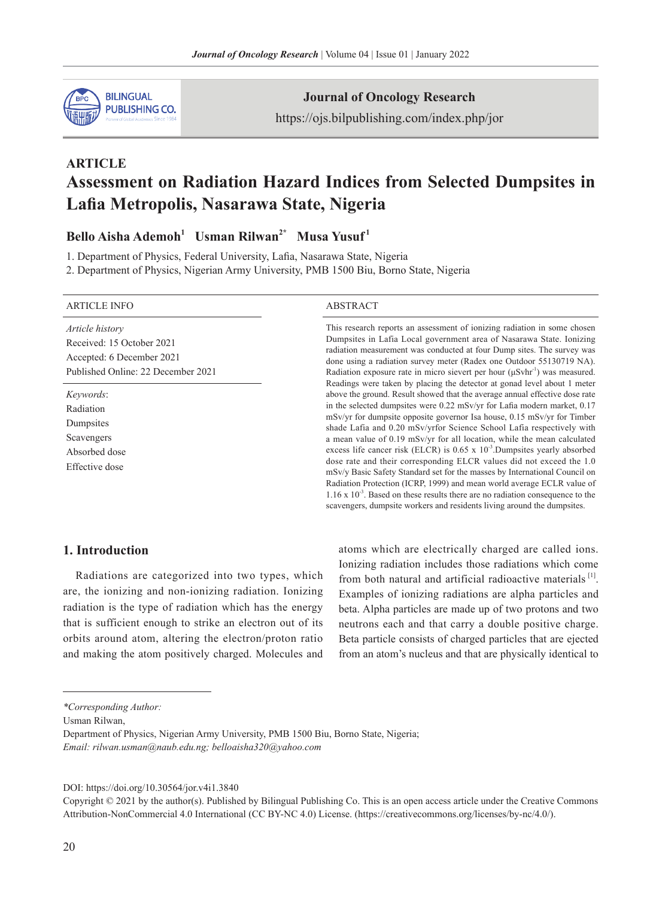**ARTICLE**

# Assessment on Radiation Hazard Indices from Selected Dumpsites in Lafia Metropolis, Nasarawa State, Nigeria

**Bello Aisha Ademoh[1] Usman Rilwan[2*] Musa Yusuf[1]**

1. Department of Physics, Federal University, Lafia, Nasarawa State, Nigeria
2. Department of Physics, Nigerian Army University, PMB 1500 Biu, Borno State, Nigeria

**ARTICLE INFO**

*Article history*
Received: 15 October 2021
Accepted: 6 December 2021
Published Online: 22 December 2021

*Keywords*:
Radiation
Dumpsites
Scavengers
Absorbed dose
Effective dose

**ABSTRACT**

This research reports an assessment of ionizing radiation in some chosen Dumpsites in Lafia Local government area of Nasarawa State. Ionizing radiation measurement was conducted at four Dump sites. The survey was done using a radiation survey meter (Radex one Outdoor 55130719 NA). Radiation exposure rate in micro sievert per hour ($\mu Svhr^{-1}$) was measured. Readings were taken by placing the detector at gonad level about 1 meter above the ground. Result showed that the average annual effective dose rate in the selected dumpsites were 0.22 mSv/yr for Lafia modern market, 0.17 mSv/yr for dumpsite opposite governor Isa house, 0.15 mSv/yr for Timber shade Lafia and 0.20 mSv/yrfor Science School Lafia respectively with a mean value of 0.19 mSv/yr for all location, while the mean calculated excess life cancer risk (ELCR) is 0.65 x $10^{-3}$.Dumpsites yearly absorbed dose rate and their corresponding ELCR values did not exceed the 1.0 mSv/y Basic Safety Standard set for the masses by International Council on Radiation Protection (ICRP, 1999) and mean world average ECLR value of 1.16 x $10^{-3}$. Based on these results there are no radiation consequence to the scavengers, dumpsite workers and residents living around the dumpsites.

## 1. Introduction

Radiations are categorized into two types, which are, the ionizing and non-ionizing radiation. Ionizing radiation is the type of radiation which has the energy that is sufficient enough to strike an electron out of its orbits around atom, altering the electron/proton ratio and making the atom positively charged. Molecules and atoms which are electrically charged are called ions. Ionizing radiation includes those radiations which come from both natural and artificial radioactive materials [1]. Examples of ionizing radiations are alpha particles and beta. Alpha particles are made up of two protons and two neutrons each and that carry a double positive charge. Beta particle consists of charged particles that are ejected from an atom's nucleus and that are physically identical to

---

**\*Corresponding Author:**
Usman Rilwan,
Department of Physics, Nigerian Army University, PMB 1500 Biu, Borno State, Nigeria;
*Email: rilwan.usman@naub.edu.ng; belloaisha320@yahoo.com*

DOI: https://doi.org/10.30564/jor.v4i1.3840

Copyright © 2021 by the author(s). Published by Bilingual Publishing Co. This is an open access article under the Creative Commons Attribution-NonCommercial 4.0 International (CC BY-NC 4.0) License. (https://creativecommons.org/licenses/by-nc/4.0/).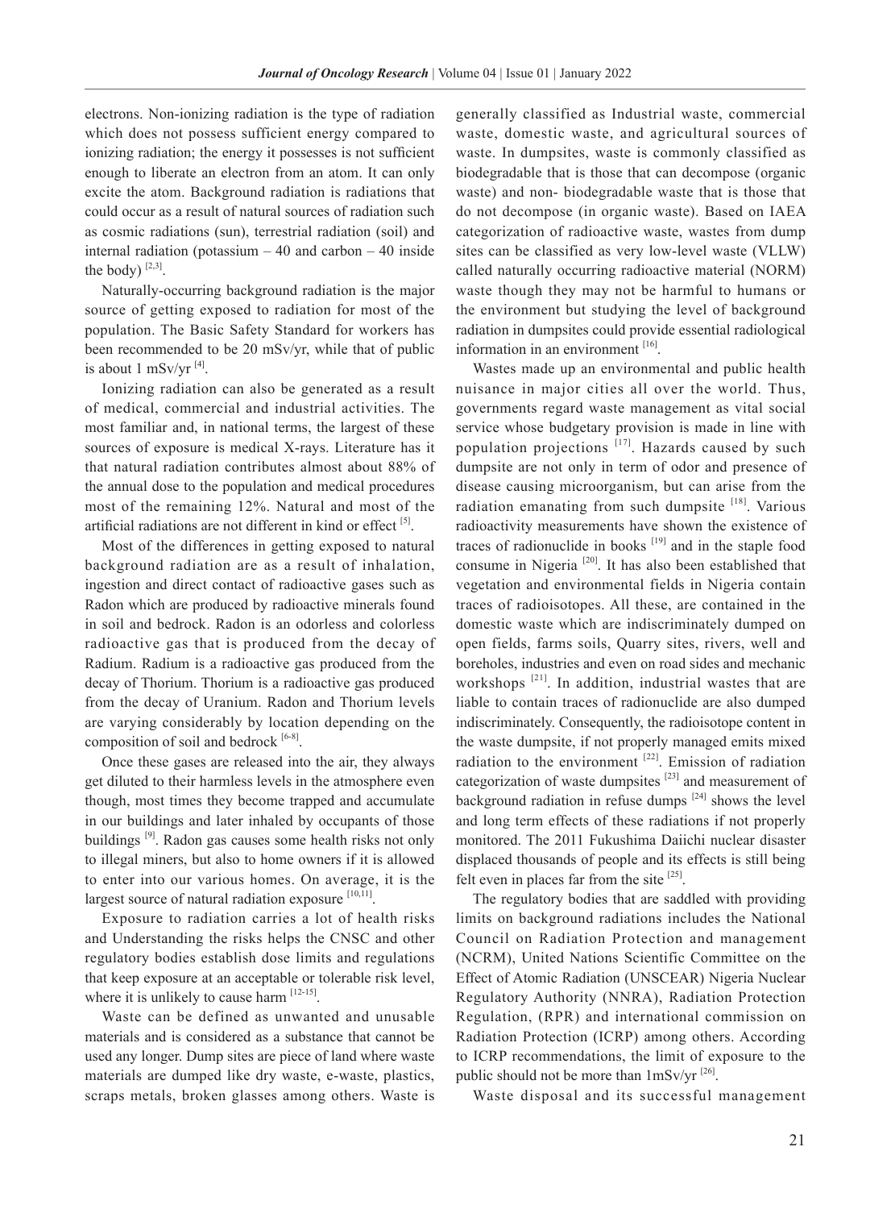electrons. Non-ionizing radiation is the type of radiation which does not possess sufficient energy compared to ionizing radiation; the energy it possesses is not sufficient enough to liberate an electron from an atom. It can only excite the atom. Background radiation is radiations that could occur as a result of natural sources of radiation such as cosmic radiations (sun), terrestrial radiation (soil) and internal radiation (potassium – 40 and carbon – 40 inside the body) [2,3].

Naturally-occurring background radiation is the major source of getting exposed to radiation for most of the population. The Basic Safety Standard for workers has been recommended to be 20 mSv/yr, while that of public is about 1 mSv/yr [4].

Ionizing radiation can also be generated as a result of medical, commercial and industrial activities. The most familiar and, in national terms, the largest of these sources of exposure is medical X-rays. Literature has it that natural radiation contributes almost about 88% of the annual dose to the population and medical procedures most of the remaining 12%. Natural and most of the artificial radiations are not different in kind or effect [5].

Most of the differences in getting exposed to natural background radiation are as a result of inhalation, ingestion and direct contact of radioactive gases such as Radon which are produced by radioactive minerals found in soil and bedrock. Radon is an odorless and colorless radioactive gas that is produced from the decay of Radium. Radium is a radioactive gas produced from the decay of Thorium. Thorium is a radioactive gas produced from the decay of Uranium. Radon and Thorium levels are varying considerably by location depending on the composition of soil and bedrock [6-8].

Once these gases are released into the air, they always get diluted to their harmless levels in the atmosphere even though, most times they become trapped and accumulate in our buildings and later inhaled by occupants of those buildings [9]. Radon gas causes some health risks not only to illegal miners, but also to home owners if it is allowed to enter into our various homes. On average, it is the largest source of natural radiation exposure [10,11].

Exposure to radiation carries a lot of health risks and Understanding the risks helps the CNSC and other regulatory bodies establish dose limits and regulations that keep exposure at an acceptable or tolerable risk level, where it is unlikely to cause harm [12-15].

Waste can be defined as unwanted and unusable materials and is considered as a substance that cannot be used any longer. Dump sites are piece of land where waste materials are dumped like dry waste, e-waste, plastics, scraps metals, broken glasses among others. Waste is generally classified as Industrial waste, commercial waste, domestic waste, and agricultural sources of waste. In dumpsites, waste is commonly classified as biodegradable that is those that can decompose (organic waste) and non- biodegradable waste that is those that do not decompose (in organic waste). Based on IAEA categorization of radioactive waste, wastes from dump sites can be classified as very low-level waste (VLLW) called naturally occurring radioactive material (NORM) waste though they may not be harmful to humans or the environment but studying the level of background radiation in dumpsites could provide essential radiological information in an environment [16].

Wastes made up an environmental and public health nuisance in major cities all over the world. Thus, governments regard waste management as vital social service whose budgetary provision is made in line with population projections [17]. Hazards caused by such dumpsite are not only in term of odor and presence of disease causing microorganism, but can arise from the radiation emanating from such dumpsite [18]. Various radioactivity measurements have shown the existence of traces of radionuclide in books [19] and in the staple food consume in Nigeria [20]. It has also been established that vegetation and environmental fields in Nigeria contain traces of radioisotopes. All these, are contained in the domestic waste which are indiscriminately dumped on open fields, farms soils, Quarry sites, rivers, well and boreholes, industries and even on road sides and mechanic workshops [21]. In addition, industrial wastes that are liable to contain traces of radionuclide are also dumped indiscriminately. Consequently, the radioisotope content in the waste dumpsite, if not properly managed emits mixed radiation to the environment [22]. Emission of radiation categorization of waste dumpsites [23] and measurement of background radiation in refuse dumps [24] shows the level and long term effects of these radiations if not properly monitored. The 2011 Fukushima Daiichi nuclear disaster displaced thousands of people and its effects is still being felt even in places far from the site [25].

The regulatory bodies that are saddled with providing limits on background radiations includes the National Council on Radiation Protection and management (NCRM), United Nations Scientific Committee on the Effect of Atomic Radiation (UNSCEAR) Nigeria Nuclear Regulatory Authority (NNRA), Radiation Protection Regulation, (RPR) and international commission on Radiation Protection (ICRP) among others. According to ICRP recommendations, the limit of exposure to the public should not be more than 1mSv/yr [26].

Waste disposal and its successful management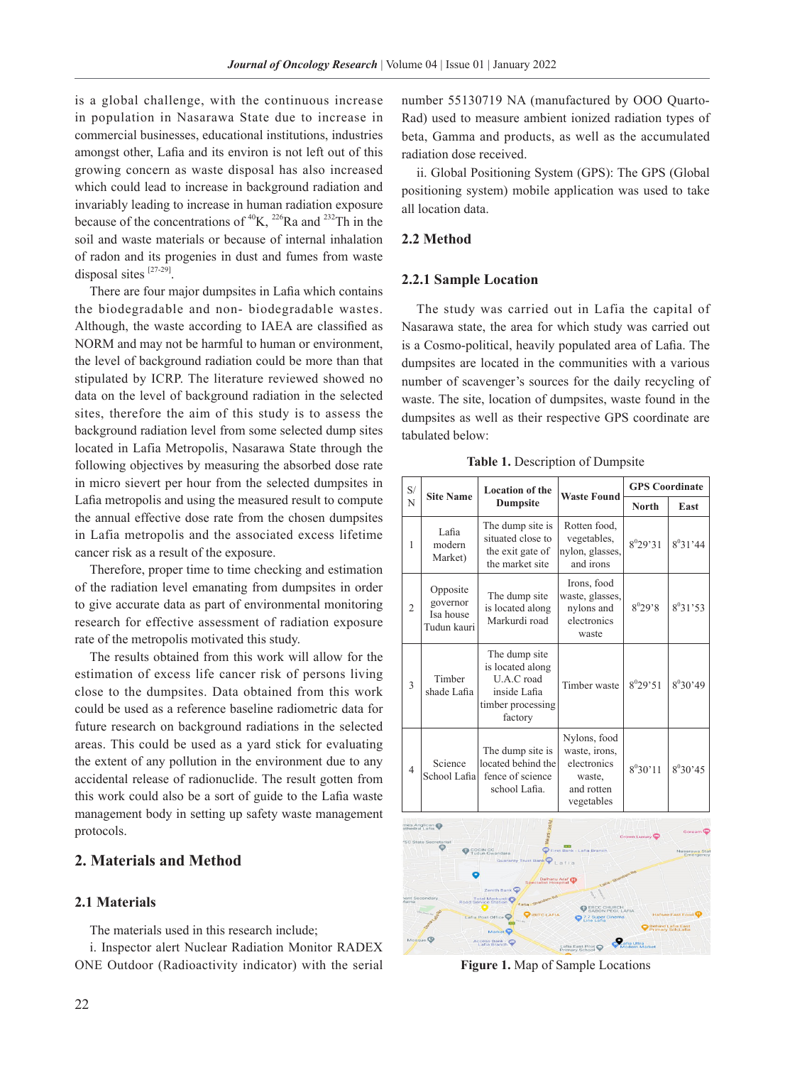is a global challenge, with the continuous increase in population in Nasarawa State due to increase in commercial businesses, educational institutions, industries amongst other, Lafia and its environ is not left out of this growing concern as waste disposal has also increased which could lead to increase in background radiation and invariably leading to increase in human radiation exposure because of the concentrations of $^{40}$K, $^{226}$Ra and $^{232}$Th in the soil and waste materials or because of internal inhalation of radon and its progenies in dust and fumes from waste disposal sites [27-29].

There are four major dumpsites in Lafia which contains the biodegradable and non- biodegradable wastes. Although, the waste according to IAEA are classified as NORM and may not be harmful to human or environment, the level of background radiation could be more than that stipulated by ICRP. The literature reviewed showed no data on the level of background radiation in the selected sites, therefore the aim of this study is to assess the background radiation level from some selected dump sites located in Lafia Metropolis, Nasarawa State through the following objectives by measuring the absorbed dose rate in micro sievert per hour from the selected dumpsites in Lafia metropolis and using the measured result to compute the annual effective dose rate from the chosen dumpsites in Lafia metropolis and the associated excess lifetime cancer risk as a result of the exposure.

Therefore, proper time to time checking and estimation of the radiation level emanating from dumpsites in order to give accurate data as part of environmental monitoring research for effective assessment of radiation exposure rate of the metropolis motivated this study.

The results obtained from this work will allow for the estimation of excess life cancer risk of persons living close to the dumpsites. Data obtained from this work could be used as a reference baseline radiometric data for future research on background radiations in the selected areas. This could be used as a yard stick for evaluating the extent of any pollution in the environment due to any accidental release of radionuclide. The result gotten from this work could also be a sort of guide to the Lafia waste management body in setting up safety waste management protocols.

## 2. Materials and Method

### 2.1 Materials

The materials used in this research include;

i. Inspector alert Nuclear Radiation Monitor RADEX ONE Outdoor (Radioactivity indicator) with the serial number 55130719 NA (manufactured by OOO Quarto-Rad) used to measure ambient ionized radiation types of beta, Gamma and products, as well as the accumulated radiation dose received.

ii. Global Positioning System (GPS): The GPS (Global positioning system) mobile application was used to take all location data.

### 2.2 Method

#### 2.2.1 Sample Location

The study was carried out in Lafia the capital of Nasarawa state, the area for which study was carried out is a Cosmo-political, heavily populated area of Lafia. The dumpsites are located in the communities with a various number of scavenger's sources for the daily recycling of waste. The site, location of dumpsites, waste found in the dumpsites as well as their respective GPS coordinate are tabulated below:

**Table 1.** Description of Dumpsite

| S/N | Site Name | Location of the Dumpsite | Waste Found | GPS Coordinate | |
|---|---|---|---|---|---|
| | | | | North | East |
| 1 | Lafia modern Market) | The dump site is situated close to the exit gate of the market site | Rotten food, vegetables, nylon, glasses, and irons | $8^0$29'31 | $8^0$31'44 |
| 2 | Opposite governor Isa house Tudun kauri | The dump site is located along Markurdi road | Irons, food waste, glasses, nylons and electronics waste | $8^0$29'8 | $8^0$31'53 |
| 3 | Timber shade Lafia | The dump site is located along U.A.C road inside Lafia timber processing factory | Timber waste | $8^0$29'51 | $8^0$30'49 |
| 4 | Science School Lafia | The dump site is located behind the fence of science school Lafia. | Nylons, food waste, irons, electronics waste, and rotten vegetables | $8^0$30'11 | $8^0$30'45 |

**Figure 1.** Map of Sample Locations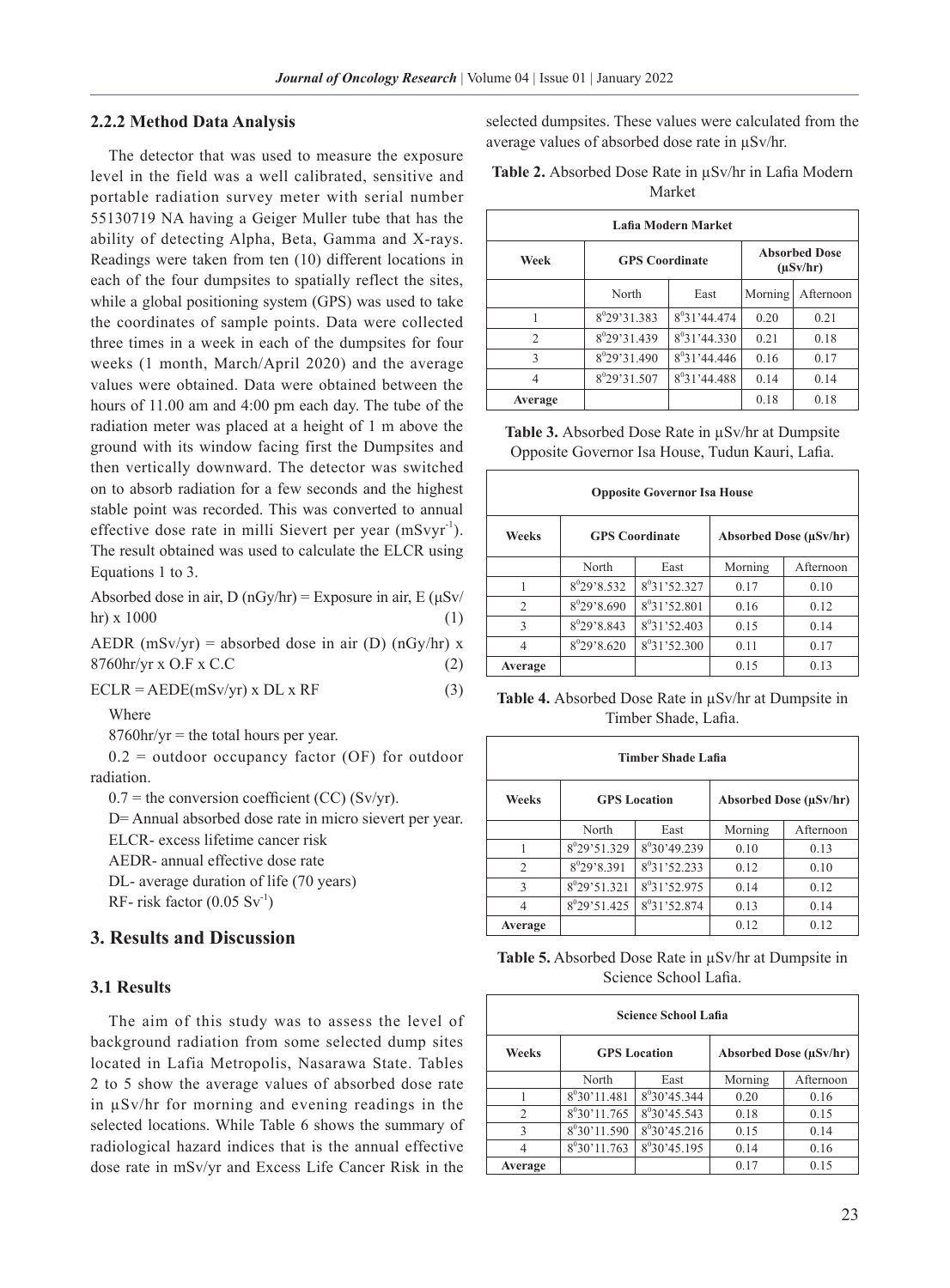### 2.2.2 Method Data Analysis

The detector that was used to measure the exposure level in the field was a well calibrated, sensitive and portable radiation survey meter with serial number 55130719 NA having a Geiger Muller tube that has the ability of detecting Alpha, Beta, Gamma and X-rays. Readings were taken from ten (10) different locations in each of the four dumpsites to spatially reflect the sites, while a global positioning system (GPS) was used to take the coordinates of sample points. Data were collected three times in a week in each of the dumpsites for four weeks (1 month, March/April 2020) and the average values were obtained. Data were obtained between the hours of 11.00 am and 4:00 pm each day. The tube of the radiation meter was placed at a height of 1 m above the ground with its window facing first the Dumpsites and then vertically downward. The detector was switched on to absorb radiation for a few seconds and the highest stable point was recorded. This was converted to annual effective dose rate in milli Sievert per year ($mSvyr^{-1}$). The result obtained was used to calculate the ELCR using Equations 1 to 3.

Absorbed dose in air, D (nGy/hr) = Exposure in air, E (μSv/hr) x 1000 (1)

AEDR (mSv/yr) = absorbed dose in air (D) (nGy/hr) x 8760hr/yr x O.F x C.C (2)

ECLR = AEDE(mSv/yr) x DL x RF (3)

Where

8760hr/yr = the total hours per year.

0.2 = outdoor occupancy factor (OF) for outdoor radiation.

0.7 = the conversion coefficient (CC) (Sv/yr).

D= Annual absorbed dose rate in micro sievert per year.

ELCR- excess lifetime cancer risk

AEDR- annual effective dose rate

DL- average duration of life (70 years)

RF- risk factor ($0.05\ Sv^{-1}$)

## 3. Results and Discussion

### 3.1 Results

The aim of this study was to assess the level of background radiation from some selected dump sites located in Lafia Metropolis, Nasarawa State. Tables 2 to 5 show the average values of absorbed dose rate in μSv/hr for morning and evening readings in the selected locations. While Table 6 shows the summary of radiological hazard indices that is the annual effective dose rate in mSv/yr and Excess Life Cancer Risk in the selected dumpsites. These values were calculated from the average values of absorbed dose rate in μSv/hr.

**Table 2.** Absorbed Dose Rate in μSv/hr in Lafia Modern Market

| Lafia Modern Market | | | | |
|---|---|---|---|---|
| **Week** | **GPS Coordinate** | | **Absorbed Dose (μSv/hr)** | |
| | North | East | Morning | Afternoon |
| 1 | 8°29'31.383 | 8°31'44.474 | 0.20 | 0.21 |
| 2 | 8°29'31.439 | 8°31'44.330 | 0.21 | 0.18 |
| 3 | 8°29'31.490 | 8°31'44.446 | 0.16 | 0.17 |
| 4 | 8°29'31.507 | 8°31'44.488 | 0.14 | 0.14 |
| **Average** | | | 0.18 | 0.18 |

**Table 3.** Absorbed Dose Rate in μSv/hr at Dumpsite Opposite Governor Isa House, Tudun Kauri, Lafia.

| Opposite Governor Isa House | | | | |
|---|---|---|---|---|
| **Weeks** | **GPS Coordinate** | | **Absorbed Dose (μSv/hr)** | |
| | North | East | Morning | Afternoon |
| 1 | 8°29'8.532 | 8°31'52.327 | 0.17 | 0.10 |
| 2 | 8°29'8.690 | 8°31'52.801 | 0.16 | 0.12 |
| 3 | 8°29'8.843 | 8°31'52.403 | 0.15 | 0.14 |
| 4 | 8°29'8.620 | 8°31'52.300 | 0.11 | 0.17 |
| **Average** | | | 0.15 | 0.13 |

**Table 4.** Absorbed Dose Rate in μSv/hr at Dumpsite in Timber Shade, Lafia.

| Timber Shade Lafia | | | | |
|---|---|---|---|---|
| **Weeks** | **GPS Location** | | **Absorbed Dose (μSv/hr)** | |
| | North | East | Morning | Afternoon |
| 1 | 8°29'51.329 | 8°30'49.239 | 0.10 | 0.13 |
| 2 | 8°29'8.391 | 8°31'52.233 | 0.12 | 0.10 |
| 3 | 8°29'51.321 | 8°31'52.975 | 0.14 | 0.12 |
| 4 | 8°29'51.425 | 8°31'52.874 | 0.13 | 0.14 |
| **Average** | | | 0.12 | 0.12 |

**Table 5.** Absorbed Dose Rate in μSv/hr at Dumpsite in Science School Lafia.

| Science School Lafia | | | | |
|---|---|---|---|---|
| **Weeks** | **GPS Location** | | **Absorbed Dose (μSv/hr)** | |
| | North | East | Morning | Afternoon |
| 1 | 8°30'11.481 | 8°30'45.344 | 0.20 | 0.16 |
| 2 | 8°30'11.765 | 8°30'45.543 | 0.18 | 0.15 |
| 3 | 8°30'11.590 | 8°30'45.216 | 0.15 | 0.14 |
| 4 | 8°30'11.763 | 8°30'45.195 | 0.14 | 0.16 |
| **Average** | | | 0.17 | 0.15 |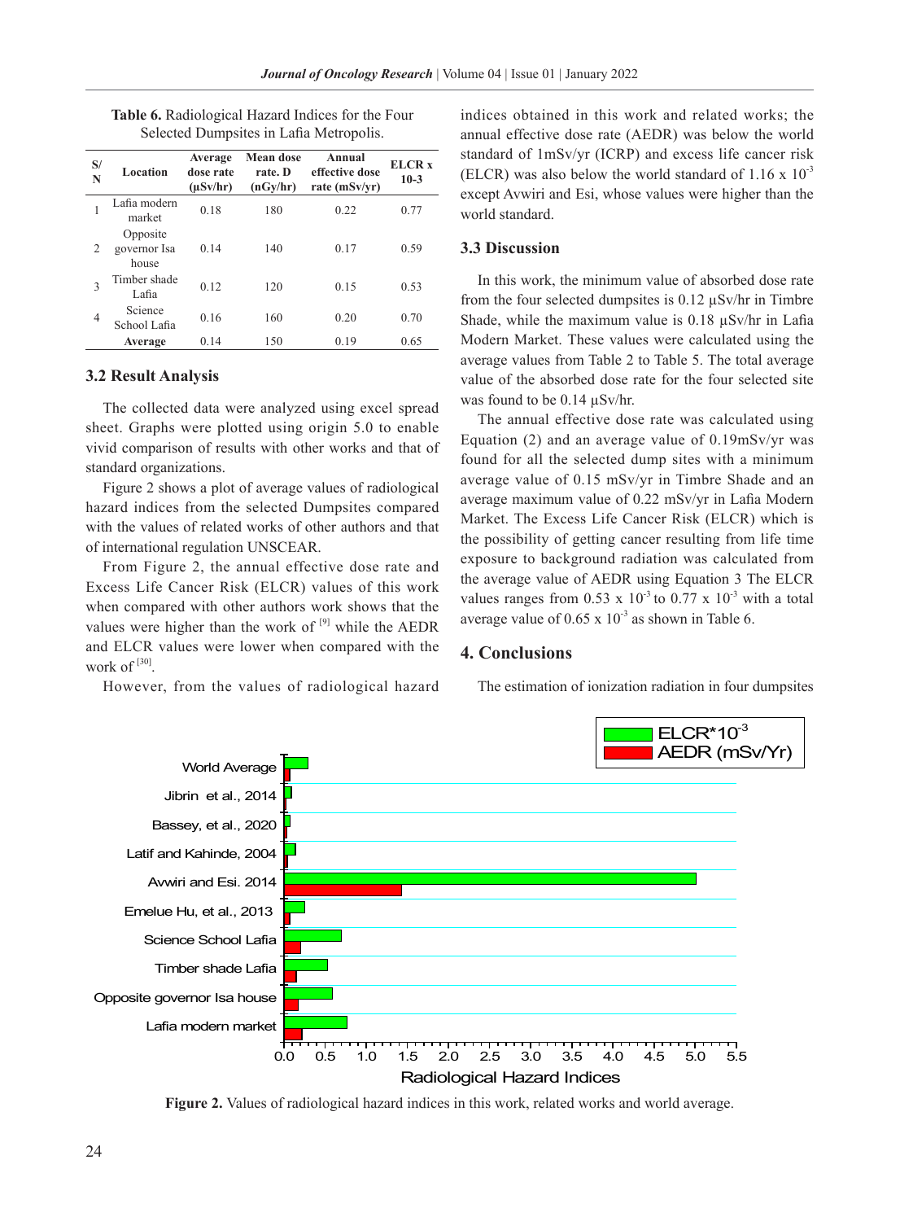**Table 6.** Radiological Hazard Indices for the Four Selected Dumpsites in Lafia Metropolis.

| S/N | Location | Average dose rate (μSv/hr) | Mean dose rate. D (nGy/hr) | Annual effective dose rate (mSv/yr) | ELCR x 10-3 |
|---|---|---|---|---|---|
| 1 | Lafia modern market | 0.18 | 180 | 0.22 | 0.77 |
| 2 | Opposite governor Isa house | 0.14 | 140 | 0.17 | 0.59 |
| 3 | Timber shade Lafia | 0.12 | 120 | 0.15 | 0.53 |
| 4 | Science School Lafia | 0.16 | 160 | 0.20 | 0.70 |
| | **Average** | 0.14 | 150 | 0.19 | 0.65 |

### 3.2 Result Analysis

The collected data were analyzed using excel spread sheet. Graphs were plotted using origin 5.0 to enable vivid comparison of results with other works and that of standard organizations.

Figure 2 shows a plot of average values of radiological hazard indices from the selected Dumpsites compared with the values of related works of other authors and that of international regulation UNSCEAR.

From Figure 2, the annual effective dose rate and Excess Life Cancer Risk (ELCR) values of this work when compared with other authors work shows that the values were higher than the work of [9] while the AEDR and ELCR values were lower when compared with the work of [30].

However, from the values of radiological hazard indices obtained in this work and related works; the annual effective dose rate (AEDR) was below the world standard of 1mSv/yr (ICRP) and excess life cancer risk (ELCR) was also below the world standard of 1.16 x $10^{-3}$ except Avwiri and Esi, whose values were higher than the world standard.

### 3.3 Discussion

In this work, the minimum value of absorbed dose rate from the four selected dumpsites is 0.12 μSv/hr in Timbre Shade, while the maximum value is 0.18 μSv/hr in Lafia Modern Market. These values were calculated using the average values from Table 2 to Table 5. The total average value of the absorbed dose rate for the four selected site was found to be 0.14 μSv/hr.

The annual effective dose rate was calculated using Equation (2) and an average value of 0.19mSv/yr was found for all the selected dump sites with a minimum average value of 0.15 mSv/yr in Timbre Shade and an average maximum value of 0.22 mSv/yr in Lafia Modern Market. The Excess Life Cancer Risk (ELCR) which is the possibility of getting cancer resulting from life time exposure to background radiation was calculated from the average value of AEDR using Equation 3 The ELCR values ranges from 0.53 x $10^{-3}$ to 0.77 x $10^{-3}$ with a total average value of 0.65 x $10^{-3}$ as shown in Table 6.

## 4. Conclusions

The estimation of ionization radiation in four dumpsites

**Figure 2.** Values of radiological hazard indices in this work, related works and world average.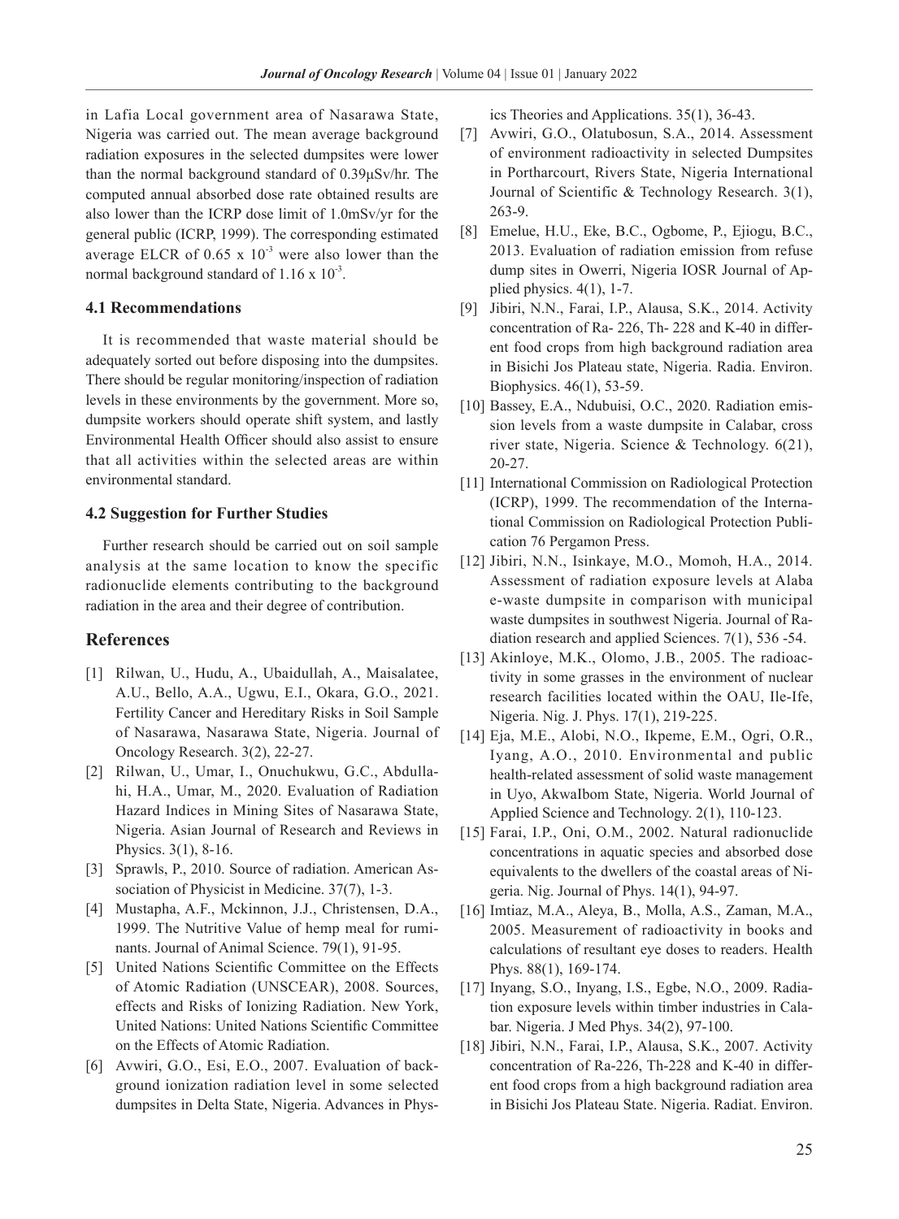in Lafia Local government area of Nasarawa State, Nigeria was carried out. The mean average background radiation exposures in the selected dumpsites were lower than the normal background standard of 0.39μSv/hr. The computed annual absorbed dose rate obtained results are also lower than the ICRP dose limit of 1.0mSv/yr for the general public (ICRP, 1999). The corresponding estimated average ELCR of 0.65 x $10^{-3}$ were also lower than the normal background standard of 1.16 x $10^{-3}$.

### 4.1 Recommendations

It is recommended that waste material should be adequately sorted out before disposing into the dumpsites. There should be regular monitoring/inspection of radiation levels in these environments by the government. More so, dumpsite workers should operate shift system, and lastly Environmental Health Officer should also assist to ensure that all activities within the selected areas are within environmental standard.

### 4.2 Suggestion for Further Studies

Further research should be carried out on soil sample analysis at the same location to know the specific radionuclide elements contributing to the background radiation in the area and their degree of contribution.

## References

[1] Rilwan, U., Hudu, A., Ubaidullah, A., Maisalatee, A.U., Bello, A.A., Ugwu, E.I., Okara, G.O., 2021. Fertility Cancer and Hereditary Risks in Soil Sample of Nasarawa, Nasarawa State, Nigeria. Journal of Oncology Research. 3(2), 22-27.

[2] Rilwan, U., Umar, I., Onuchukwu, G.C., Abdullahi, H.A., Umar, M., 2020. Evaluation of Radiation Hazard Indices in Mining Sites of Nasarawa State, Nigeria. Asian Journal of Research and Reviews in Physics. 3(1), 8-16.

[3] Sprawls, P., 2010. Source of radiation. American Association of Physicist in Medicine. 37(7), 1-3.

[4] Mustapha, A.F., Mckinnon, J.J., Christensen, D.A., 1999. The Nutritive Value of hemp meal for ruminants. Journal of Animal Science. 79(1), 91-95.

[5] United Nations Scientific Committee on the Effects of Atomic Radiation (UNSCEAR), 2008. Sources, effects and Risks of Ionizing Radiation. New York, United Nations: United Nations Scientific Committee on the Effects of Atomic Radiation.

[6] Avwiri, G.O., Esi, E.O., 2007. Evaluation of background ionization radiation level in some selected dumpsites in Delta State, Nigeria. Advances in Physics Theories and Applications. 35(1), 36-43.

[7] Avwiri, G.O., Olatubosun, S.A., 2014. Assessment of environment radioactivity in selected Dumpsites in Portharcourt, Rivers State, Nigeria International Journal of Scientific & Technology Research. 3(1), 263-9.

[8] Emelue, H.U., Eke, B.C., Ogbome, P., Ejiogu, B.C., 2013. Evaluation of radiation emission from refuse dump sites in Owerri, Nigeria IOSR Journal of Applied physics. 4(1), 1-7.

[9] Jibiri, N.N., Farai, I.P., Alausa, S.K., 2014. Activity concentration of Ra- 226, Th- 228 and K-40 in different food crops from high background radiation area in Bisichi Jos Plateau state, Nigeria. Radia. Environ. Biophysics. 46(1), 53-59.

[10] Bassey, E.A., Ndubuisi, O.C., 2020. Radiation emission levels from a waste dumpsite in Calabar, cross river state, Nigeria. Science & Technology. 6(21), 20-27.

[11] International Commission on Radiological Protection (ICRP), 1999. The recommendation of the International Commission on Radiological Protection Publication 76 Pergamon Press.

[12] Jibiri, N.N., Isinkaye, M.O., Momoh, H.A., 2014. Assessment of radiation exposure levels at Alaba e-waste dumpsite in comparison with municipal waste dumpsites in southwest Nigeria. Journal of Radiation research and applied Sciences. 7(1), 536 -54.

[13] Akinloye, M.K., Olomo, J.B., 2005. The radioactivity in some grasses in the environment of nuclear research facilities located within the OAU, Ile-Ife, Nigeria. Nig. J. Phys. 17(1), 219-225.

[14] Eja, M.E., Alobi, N.O., Ikpeme, E.M., Ogri, O.R., Iyang, A.O., 2010. Environmental and public health-related assessment of solid waste management in Uyo, AkwaIbom State, Nigeria. World Journal of Applied Science and Technology. 2(1), 110-123.

[15] Farai, I.P., Oni, O.M., 2002. Natural radionuclide concentrations in aquatic species and absorbed dose equivalents to the dwellers of the coastal areas of Nigeria. Nig. Journal of Phys. 14(1), 94-97.

[16] Imtiaz, M.A., Aleya, B., Molla, A.S., Zaman, M.A., 2005. Measurement of radioactivity in books and calculations of resultant eye doses to readers. Health Phys. 88(1), 169-174.

[17] Inyang, S.O., Inyang, I.S., Egbe, N.O., 2009. Radiation exposure levels within timber industries in Calabar. Nigeria. J Med Phys. 34(2), 97-100.

[18] Jibiri, N.N., Farai, I.P., Alausa, S.K., 2007. Activity concentration of Ra-226, Th-228 and K-40 in different food crops from a high background radiation area in Bisichi Jos Plateau State. Nigeria. Radiat. Environ.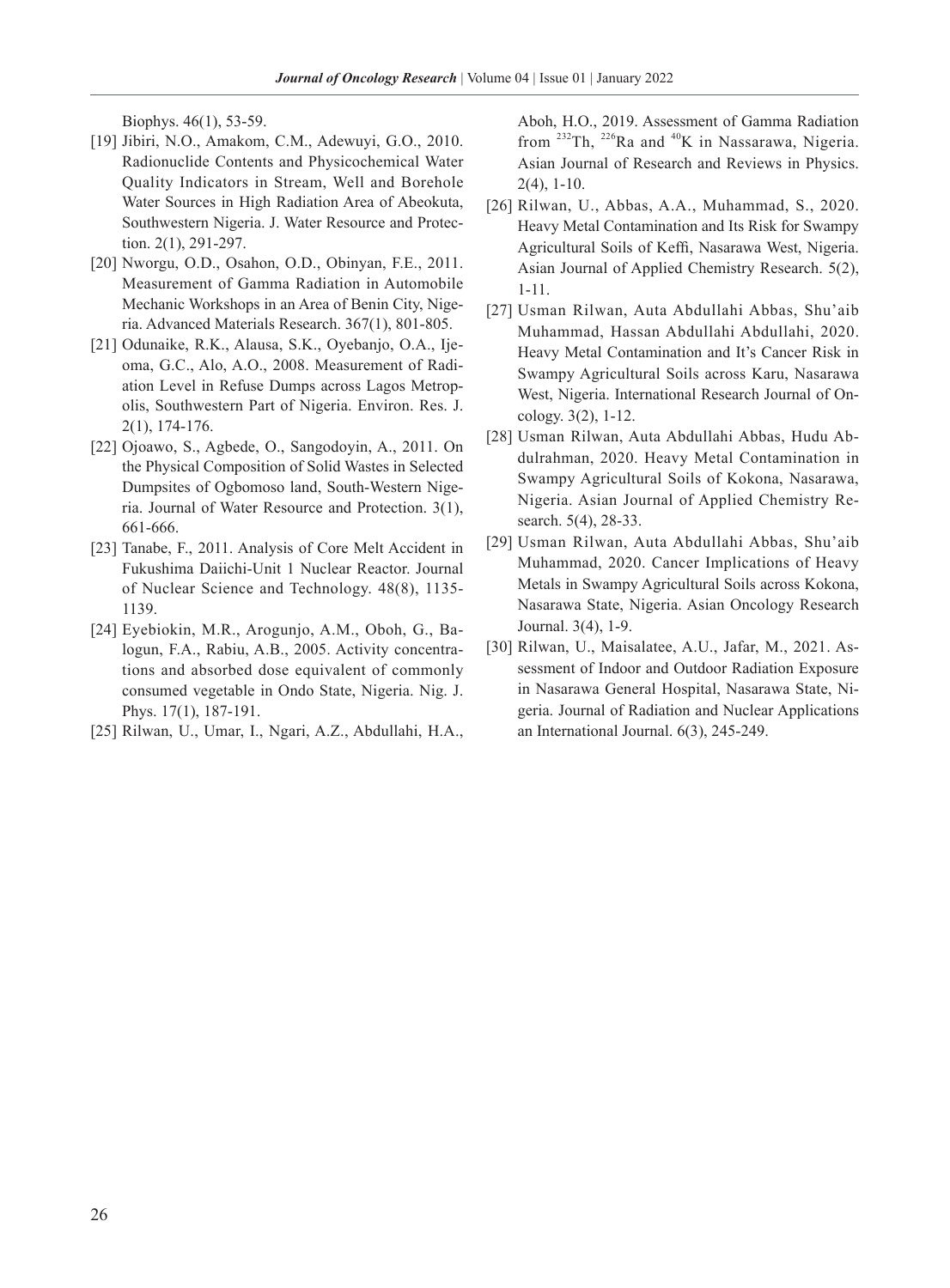Biophys. 46(1), 53-59.

[19] Jibiri, N.O., Amakom, C.M., Adewuyi, G.O., 2010. Radionuclide Contents and Physicochemical Water Quality Indicators in Stream, Well and Borehole Water Sources in High Radiation Area of Abeokuta, Southwestern Nigeria. J. Water Resource and Protection. 2(1), 291-297.

[20] Nworgu, O.D., Osahon, O.D., Obinyan, F.E., 2011. Measurement of Gamma Radiation in Automobile Mechanic Workshops in an Area of Benin City, Nigeria. Advanced Materials Research. 367(1), 801-805.

[21] Odunaike, R.K., Alausa, S.K., Oyebanjo, O.A., Ijeoma, G.C., Alo, A.O., 2008. Measurement of Radiation Level in Refuse Dumps across Lagos Metropolis, Southwestern Part of Nigeria. Environ. Res. J. 2(1), 174-176.

[22] Ojoawo, S., Agbede, O., Sangodoyin, A., 2011. On the Physical Composition of Solid Wastes in Selected Dumpsites of Ogbomoso land, South-Western Nigeria. Journal of Water Resource and Protection. 3(1), 661-666.

[23] Tanabe, F., 2011. Analysis of Core Melt Accident in Fukushima Daiichi-Unit 1 Nuclear Reactor. Journal of Nuclear Science and Technology. 48(8), 1135-1139.

[24] Eyebiokin, M.R., Arogunjo, A.M., Oboh, G., Balogun, F.A., Rabiu, A.B., 2005. Activity concentrations and absorbed dose equivalent of commonly consumed vegetable in Ondo State, Nigeria. Nig. J. Phys. 17(1), 187-191.

[25] Rilwan, U., Umar, I., Ngari, A.Z., Abdullahi, H.A., Aboh, H.O., 2019. Assessment of Gamma Radiation from $^{232}$Th, $^{226}$Ra and $^{40}$K in Nassarawa, Nigeria. Asian Journal of Research and Reviews in Physics. 2(4), 1-10.

[26] Rilwan, U., Abbas, A.A., Muhammad, S., 2020. Heavy Metal Contamination and Its Risk for Swampy Agricultural Soils of Keffi, Nasarawa West, Nigeria. Asian Journal of Applied Chemistry Research. 5(2), 1-11.

[27] Usman Rilwan, Auta Abdullahi Abbas, Shu'aib Muhammad, Hassan Abdullahi Abdullahi, 2020. Heavy Metal Contamination and It's Cancer Risk in Swampy Agricultural Soils across Karu, Nasarawa West, Nigeria. International Research Journal of Oncology. 3(2), 1-12.

[28] Usman Rilwan, Auta Abdullahi Abbas, Hudu Abdulrahman, 2020. Heavy Metal Contamination in Swampy Agricultural Soils of Kokona, Nasarawa, Nigeria. Asian Journal of Applied Chemistry Research. 5(4), 28-33.

[29] Usman Rilwan, Auta Abdullahi Abbas, Shu'aib Muhammad, 2020. Cancer Implications of Heavy Metals in Swampy Agricultural Soils across Kokona, Nasarawa State, Nigeria. Asian Oncology Research Journal. 3(4), 1-9.

[30] Rilwan, U., Maisalatee, A.U., Jafar, M., 2021. Assessment of Indoor and Outdoor Radiation Exposure in Nasarawa General Hospital, Nasarawa State, Nigeria. Journal of Radiation and Nuclear Applications an International Journal. 6(3), 245-249.